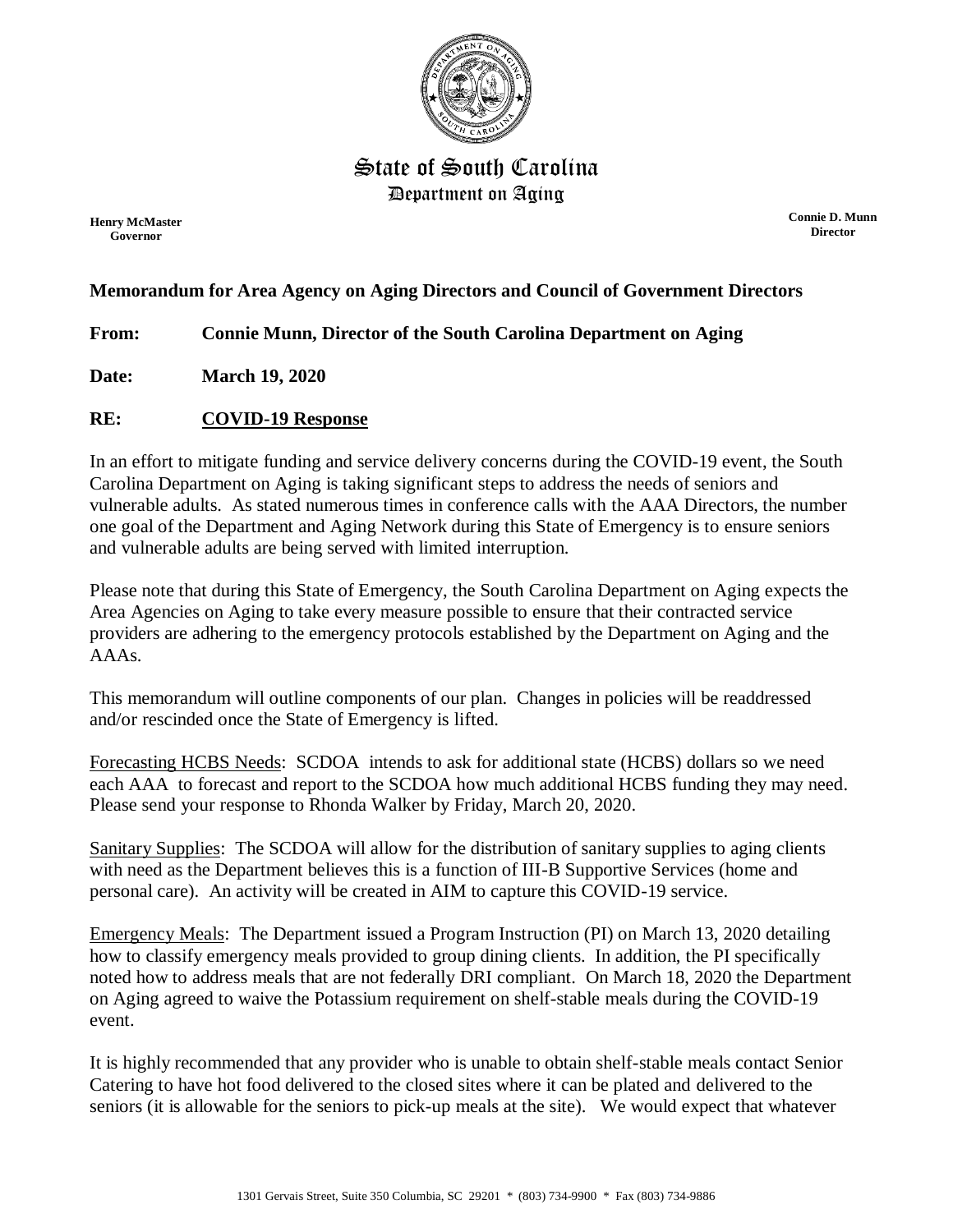# State of South Carolina
## Department on Aging

**Henry McMaster**
**Governor**

**Connie D. Munn**
**Director**

**Memorandum for Area Agency on Aging Directors and Council of Government Directors**

**From:** **Connie Munn, Director of the South Carolina Department on Aging**

**Date:** **March 19, 2020**

**RE:** **COVID-19 Response**

In an effort to mitigate funding and service delivery concerns during the COVID-19 event, the South Carolina Department on Aging is taking significant steps to address the needs of seniors and vulnerable adults. As stated numerous times in conference calls with the AAA Directors, the number one goal of the Department and Aging Network during this State of Emergency is to ensure seniors and vulnerable adults are being served with limited interruption.

Please note that during this State of Emergency, the South Carolina Department on Aging expects the Area Agencies on Aging to take every measure possible to ensure that their contracted service providers are adhering to the emergency protocols established by the Department on Aging and the AAAs.

This memorandum will outline components of our plan. Changes in policies will be readdressed and/or rescinded once the State of Emergency is lifted.

Forecasting HCBS Needs: SCDOA intends to ask for additional state (HCBS) dollars so we need each AAA to forecast and report to the SCDOA how much additional HCBS funding they may need. Please send your response to Rhonda Walker by Friday, March 20, 2020.

Sanitary Supplies: The SCDOA will allow for the distribution of sanitary supplies to aging clients with need as the Department believes this is a function of III-B Supportive Services (home and personal care). An activity will be created in AIM to capture this COVID-19 service.

Emergency Meals: The Department issued a Program Instruction (PI) on March 13, 2020 detailing how to classify emergency meals provided to group dining clients. In addition, the PI specifically noted how to address meals that are not federally DRI compliant. On March 18, 2020 the Department on Aging agreed to waive the Potassium requirement on shelf-stable meals during the COVID-19 event.

It is highly recommended that any provider who is unable to obtain shelf-stable meals contact Senior Catering to have hot food delivered to the closed sites where it can be plated and delivered to the seniors (it is allowable for the seniors to pick-up meals at the site). We would expect that whatever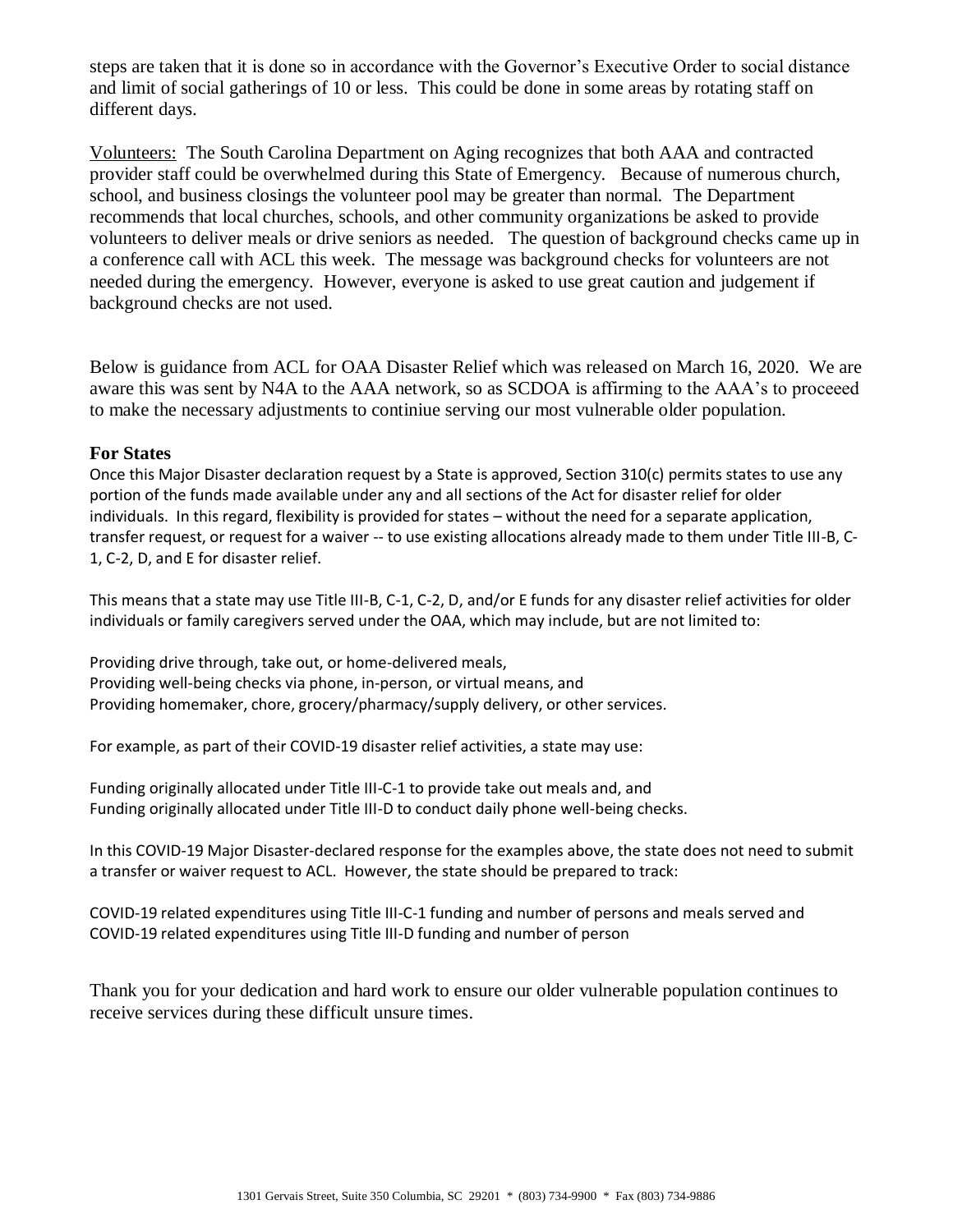steps are taken that it is done so in accordance with the Governor's Executive Order to social distance and limit of social gatherings of 10 or less. This could be done in some areas by rotating staff on different days.

Volunteers: The South Carolina Department on Aging recognizes that both AAA and contracted provider staff could be overwhelmed during this State of Emergency. Because of numerous church, school, and business closings the volunteer pool may be greater than normal. The Department recommends that local churches, schools, and other community organizations be asked to provide volunteers to deliver meals or drive seniors as needed. The question of background checks came up in a conference call with ACL this week. The message was background checks for volunteers are not needed during the emergency. However, everyone is asked to use great caution and judgement if background checks are not used.

Below is guidance from ACL for OAA Disaster Relief which was released on March 16, 2020. We are aware this was sent by N4A to the AAA network, so as SCDOA is affirming to the AAA's to proceeed to make the necessary adjustments to continiue serving our most vulnerable older population.

### For States

Once this Major Disaster declaration request by a State is approved, Section 310(c) permits states to use any portion of the funds made available under any and all sections of the Act for disaster relief for older individuals. In this regard, flexibility is provided for states – without the need for a separate application, transfer request, or request for a waiver -- to use existing allocations already made to them under Title III-B, C-1, C-2, D, and E for disaster relief.

This means that a state may use Title III-B, C-1, C-2, D, and/or E funds for any disaster relief activities for older individuals or family caregivers served under the OAA, which may include, but are not limited to:

Providing drive through, take out, or home-delivered meals,
Providing well-being checks via phone, in-person, or virtual means, and
Providing homemaker, chore, grocery/pharmacy/supply delivery, or other services.

For example, as part of their COVID-19 disaster relief activities, a state may use:

Funding originally allocated under Title III-C-1 to provide take out meals and, and
Funding originally allocated under Title III-D to conduct daily phone well-being checks.

In this COVID-19 Major Disaster-declared response for the examples above, the state does not need to submit a transfer or waiver request to ACL. However, the state should be prepared to track:

COVID-19 related expenditures using Title III-C-1 funding and number of persons and meals served and
COVID-19 related expenditures using Title III-D funding and number of person

Thank you for your dedication and hard work to ensure our older vulnerable population continues to receive services during these difficult unsure times.

1301 Gervais Street, Suite 350 Columbia, SC 29201 * (803) 734-9900 * Fax (803) 734-9886